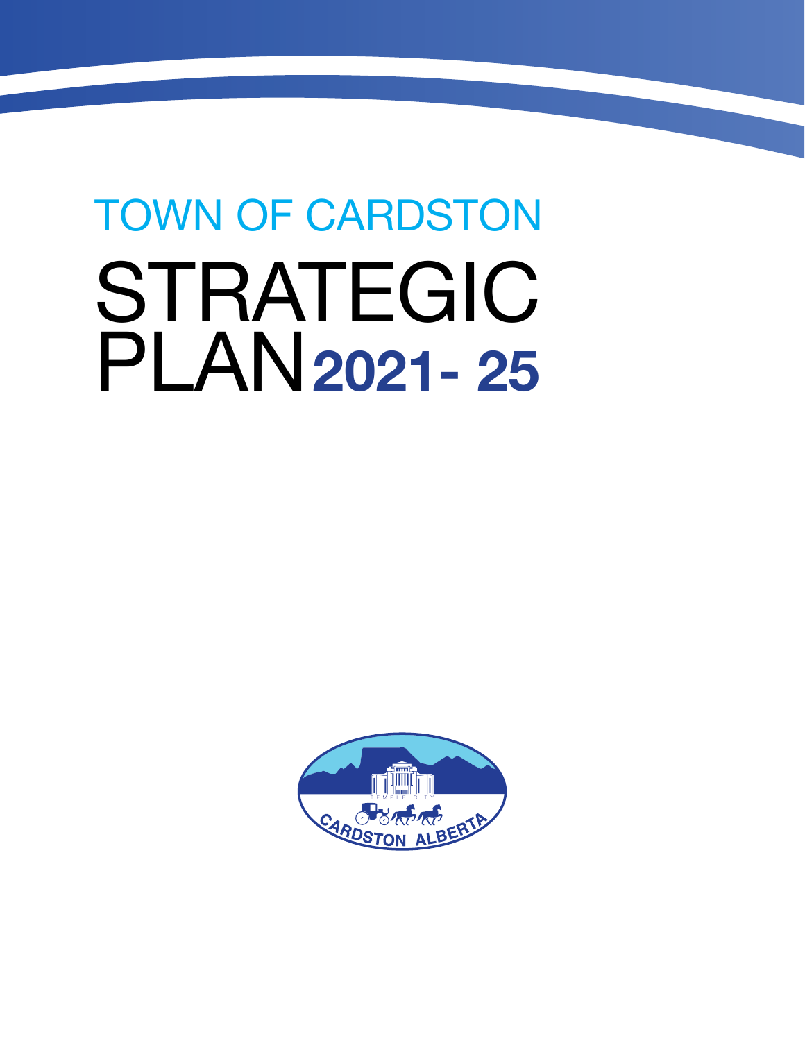TOWN OF CARDSTON

# STRATEGIC PLAN 2021- 25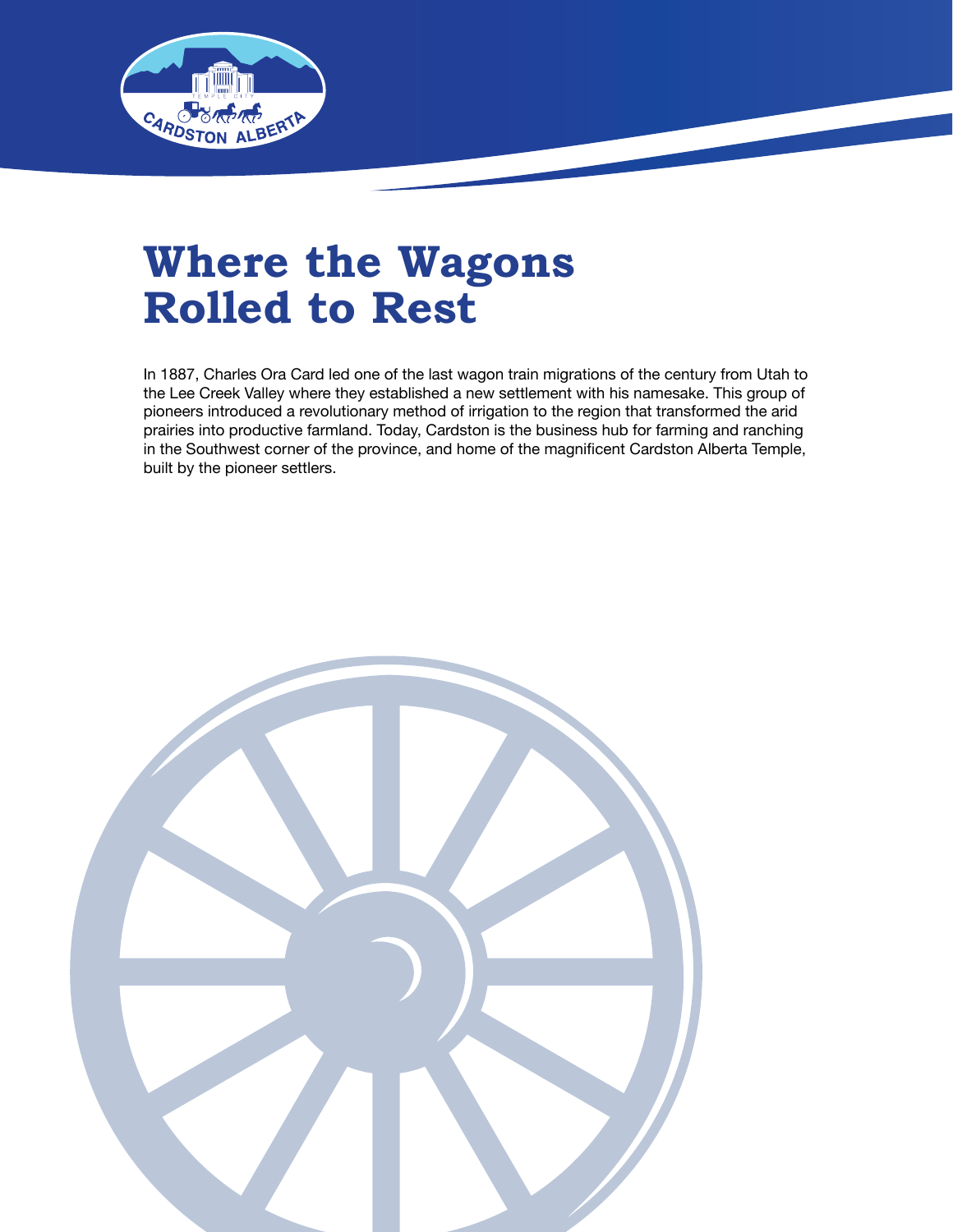# Where the Wagons Rolled to Rest

In 1887, Charles Ora Card led one of the last wagon train migrations of the century from Utah to the Lee Creek Valley where they established a new settlement with his namesake. This group of pioneers introduced a revolutionary method of irrigation to the region that transformed the arid prairies into productive farmland. Today, Cardston is the business hub for farming and ranching in the Southwest corner of the province, and home of the magnificent Cardston Alberta Temple, built by the pioneer settlers.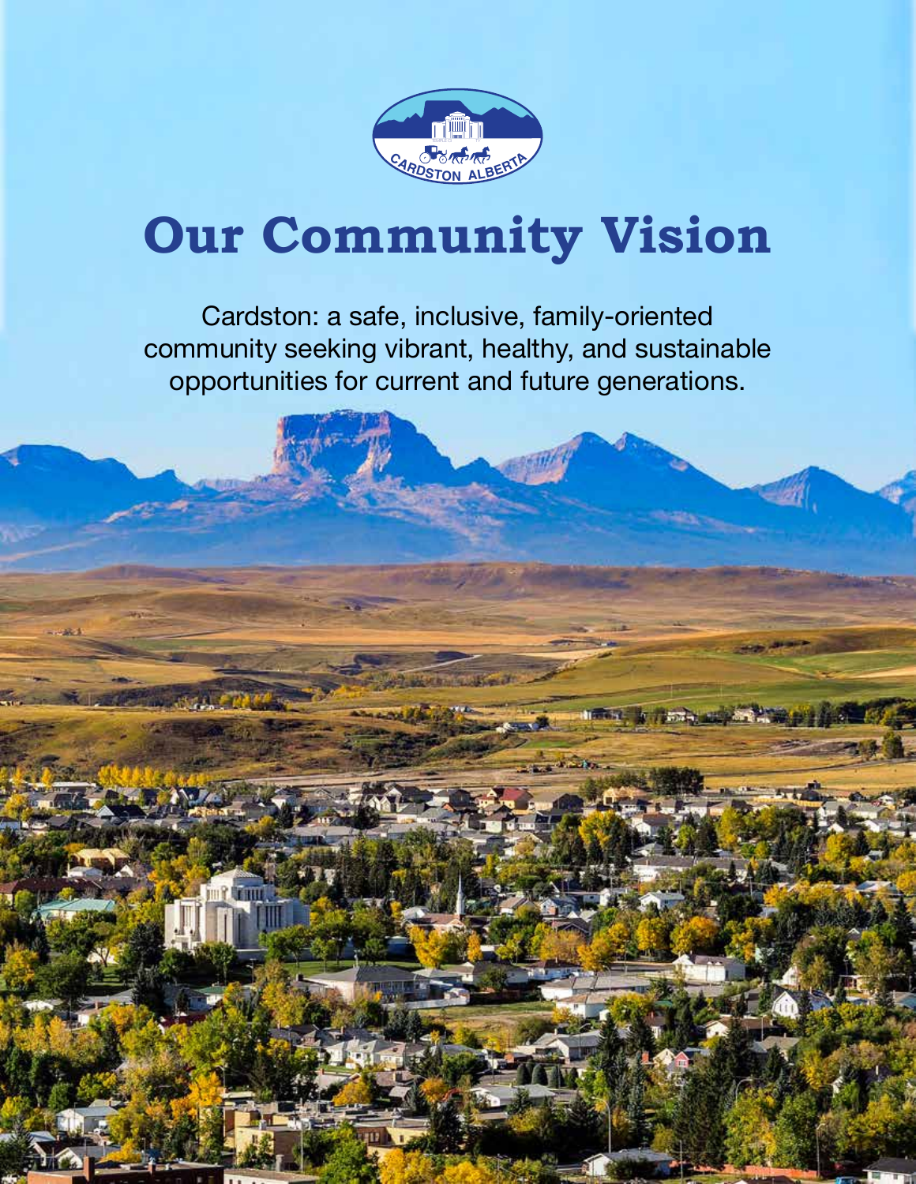# Our Community Vision

Cardston: a safe, inclusive, family-oriented community seeking vibrant, healthy, and sustainable opportunities for current and future generations.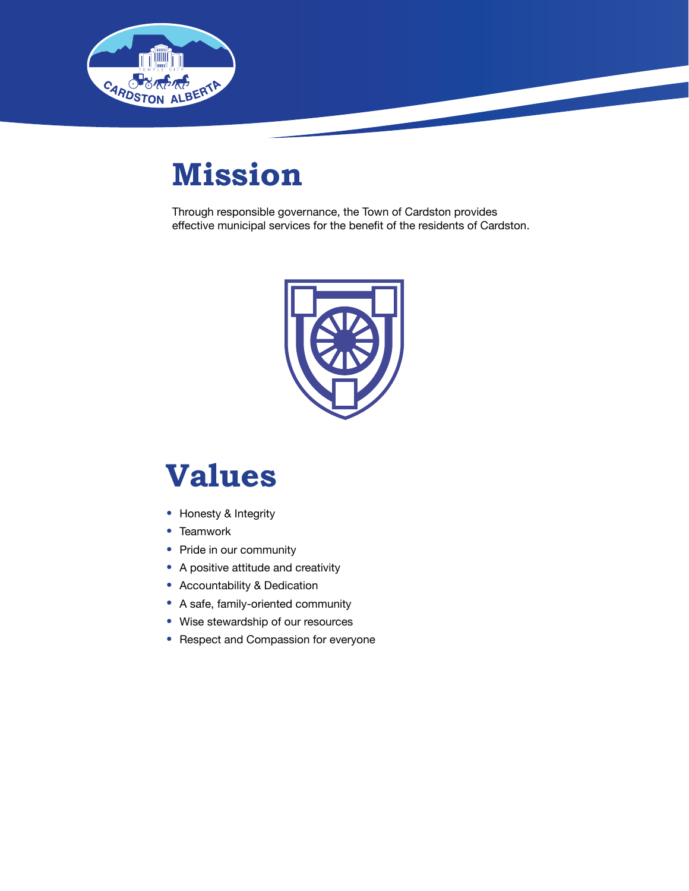# Mission

Through responsible governance, the Town of Cardston provides effective municipal services for the benefit of the residents of Cardston.

# Values

- Honesty & Integrity
- Teamwork
- Pride in our community
- A positive attitude and creativity
- Accountability & Dedication
- A safe, family-oriented community
- Wise stewardship of our resources
- Respect and Compassion for everyone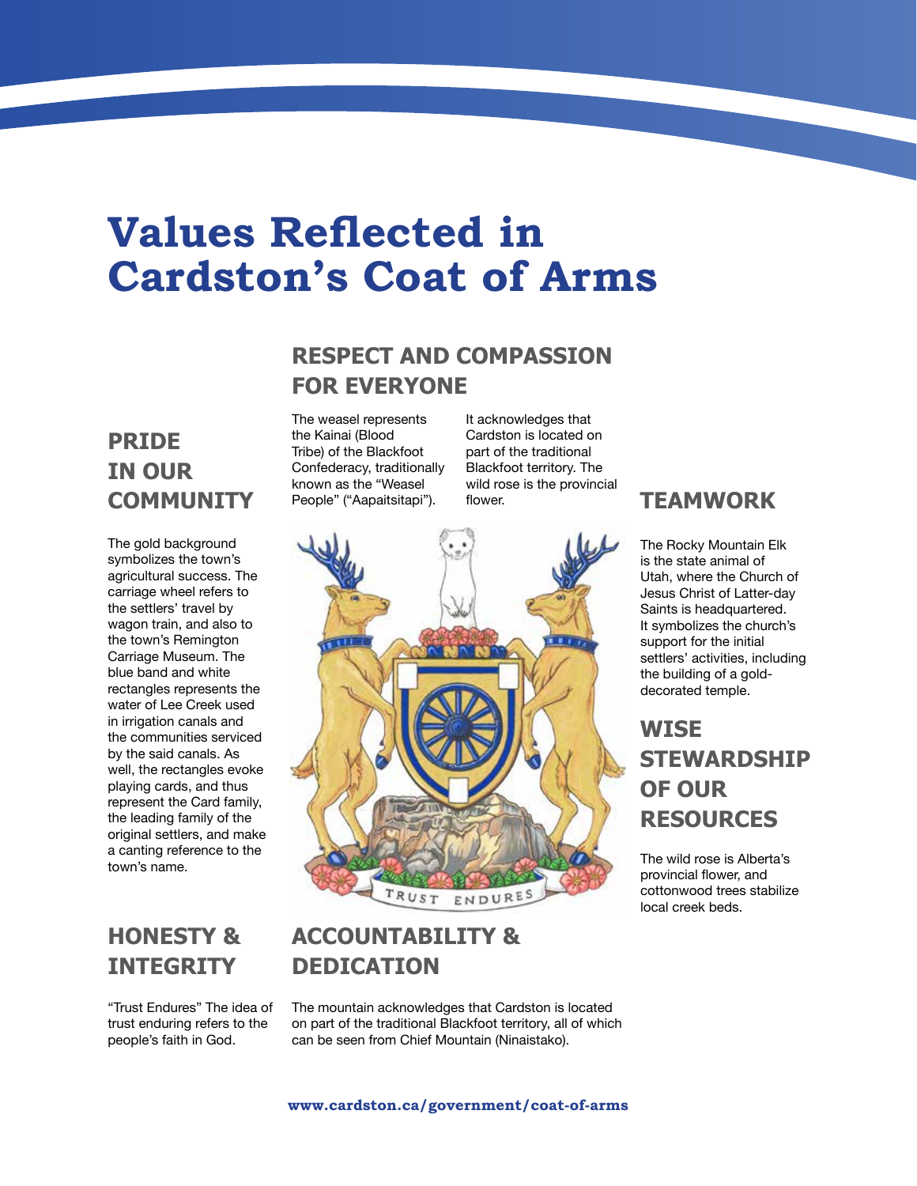# Values Reflected in Cardston's Coat of Arms

## PRIDE IN OUR COMMUNITY

The gold background symbolizes the town's agricultural success. The carriage wheel refers to the settlers' travel by wagon train, and also to the town's Remington Carriage Museum. The blue band and white rectangles represents the water of Lee Creek used in irrigation canals and the communities serviced by the said canals. As well, the rectangles evoke playing cards, and thus represent the Card family, the leading family of the original settlers, and make a canting reference to the town's name.

## RESPECT AND COMPASSION FOR EVERYONE

The weasel represents the Kainai (Blood Tribe) of the Blackfoot Confederacy, traditionally known as the "Weasel People" ("Aapaitsitapi"). It acknowledges that Cardston is located on part of the traditional Blackfoot territory. The wild rose is the provincial flower.

## TEAMWORK

The Rocky Mountain Elk is the state animal of Utah, where the Church of Jesus Christ of Latter-day Saints is headquartered. It symbolizes the church's support for the initial settlers' activities, including the building of a gold-decorated temple.

## WISE STEWARDSHIP OF OUR RESOURCES

The wild rose is Alberta's provincial flower, and cottonwood trees stabilize local creek beds.

TRUST ENDURES

## HONESTY & INTEGRITY

"Trust Endures" The idea of trust enduring refers to the people's faith in God.

## ACCOUNTABILITY & DEDICATION

The mountain acknowledges that Cardston is located on part of the traditional Blackfoot territory, all of which can be seen from Chief Mountain (Ninaistako).

**www.cardston.ca/government/coat-of-arms**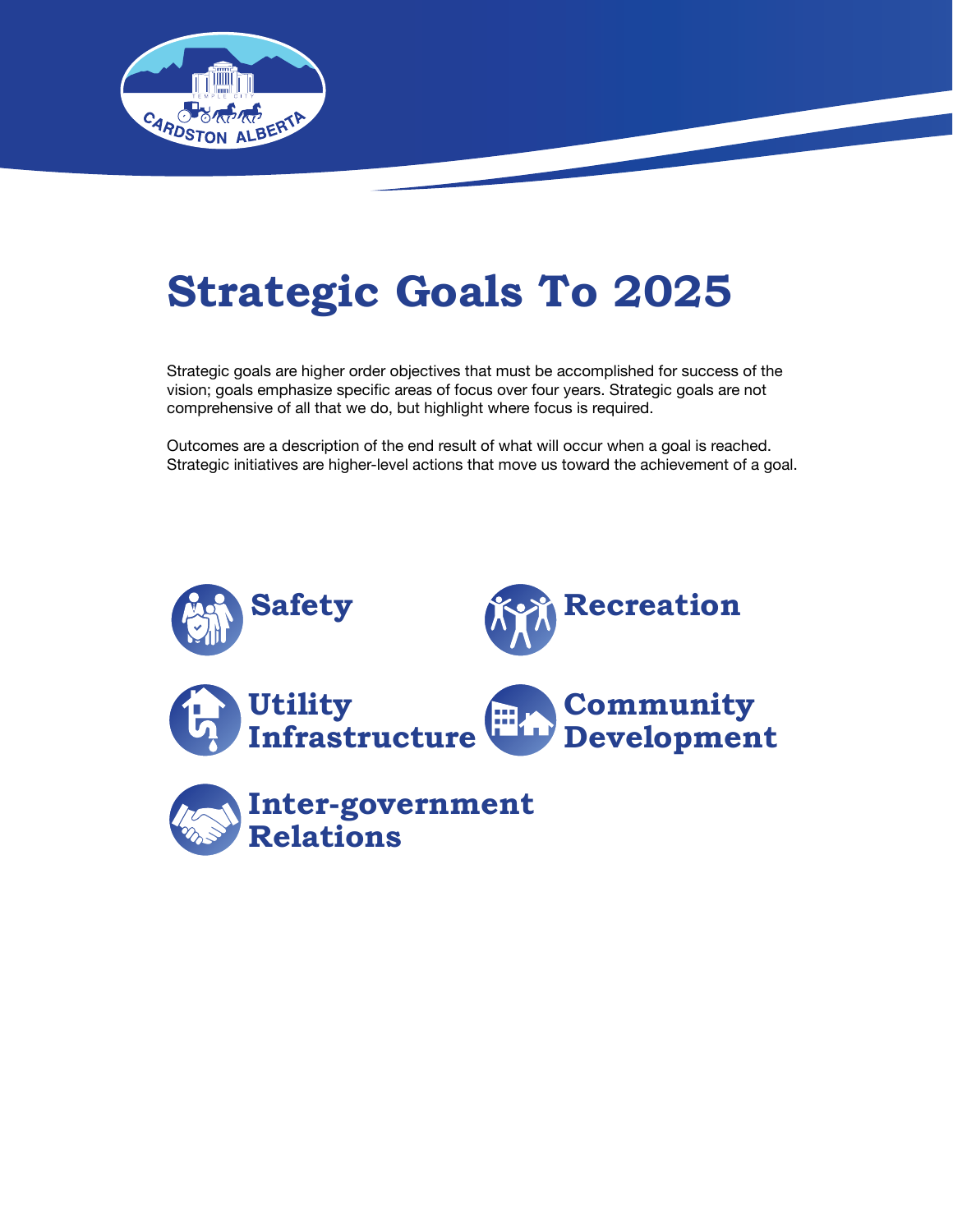# Strategic Goals To 2025

Strategic goals are higher order objectives that must be accomplished for success of the vision; goals emphasize specific areas of focus over four years. Strategic goals are not comprehensive of all that we do, but highlight where focus is required.

Outcomes are a description of the end result of what will occur when a goal is reached. Strategic initiatives are higher-level actions that move us toward the achievement of a goal.

## Safety

## Recreation

## Utility Infrastructure

## Community Development

## Inter-government Relations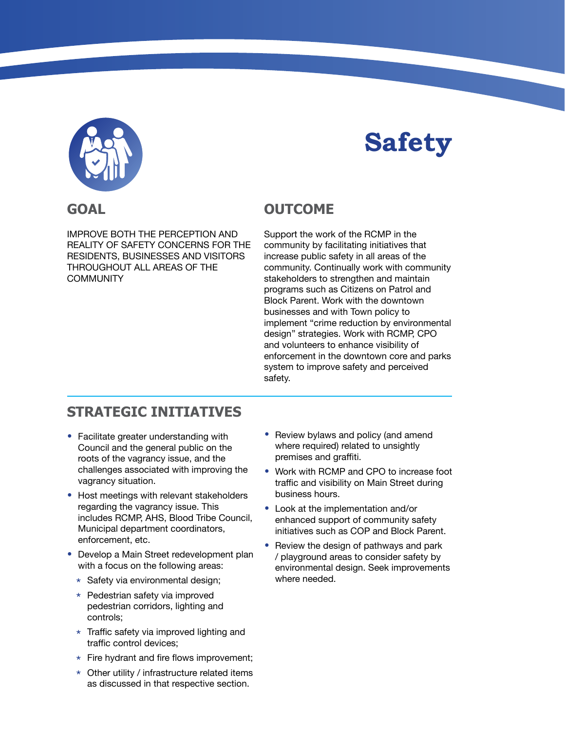# Safety

## GOAL

IMPROVE BOTH THE PERCEPTION AND REALITY OF SAFETY CONCERNS FOR THE RESIDENTS, BUSINESSES AND VISITORS THROUGHOUT ALL AREAS OF THE COMMUNITY

## OUTCOME

Support the work of the RCMP in the community by facilitating initiatives that increase public safety in all areas of the community. Continually work with community stakeholders to strengthen and maintain programs such as Citizens on Patrol and Block Parent. Work with the downtown businesses and with Town policy to implement “crime reduction by environmental design” strategies. Work with RCMP, CPO and volunteers to enhance visibility of enforcement in the downtown core and parks system to improve safety and perceived safety.

## STRATEGIC INITIATIVES

- Facilitate greater understanding with Council and the general public on the roots of the vagrancy issue, and the challenges associated with improving the vagrancy situation.
- Host meetings with relevant stakeholders regarding the vagrancy issue. This includes RCMP, AHS, Blood Tribe Council, Municipal department coordinators, enforcement, etc.
- Develop a Main Street redevelopment plan with a focus on the following areas:
  - Safety via environmental design;
  - Pedestrian safety via improved pedestrian corridors, lighting and controls;
  - Traffic safety via improved lighting and traffic control devices;
  - Fire hydrant and fire flows improvement;
  - Other utility / infrastructure related items as discussed in that respective section.
- Review bylaws and policy (and amend where required) related to unsightly premises and graffiti.
- Work with RCMP and CPO to increase foot traffic and visibility on Main Street during business hours.
- Look at the implementation and/or enhanced support of community safety initiatives such as COP and Block Parent.
- Review the design of pathways and park / playground areas to consider safety by environmental design. Seek improvements where needed.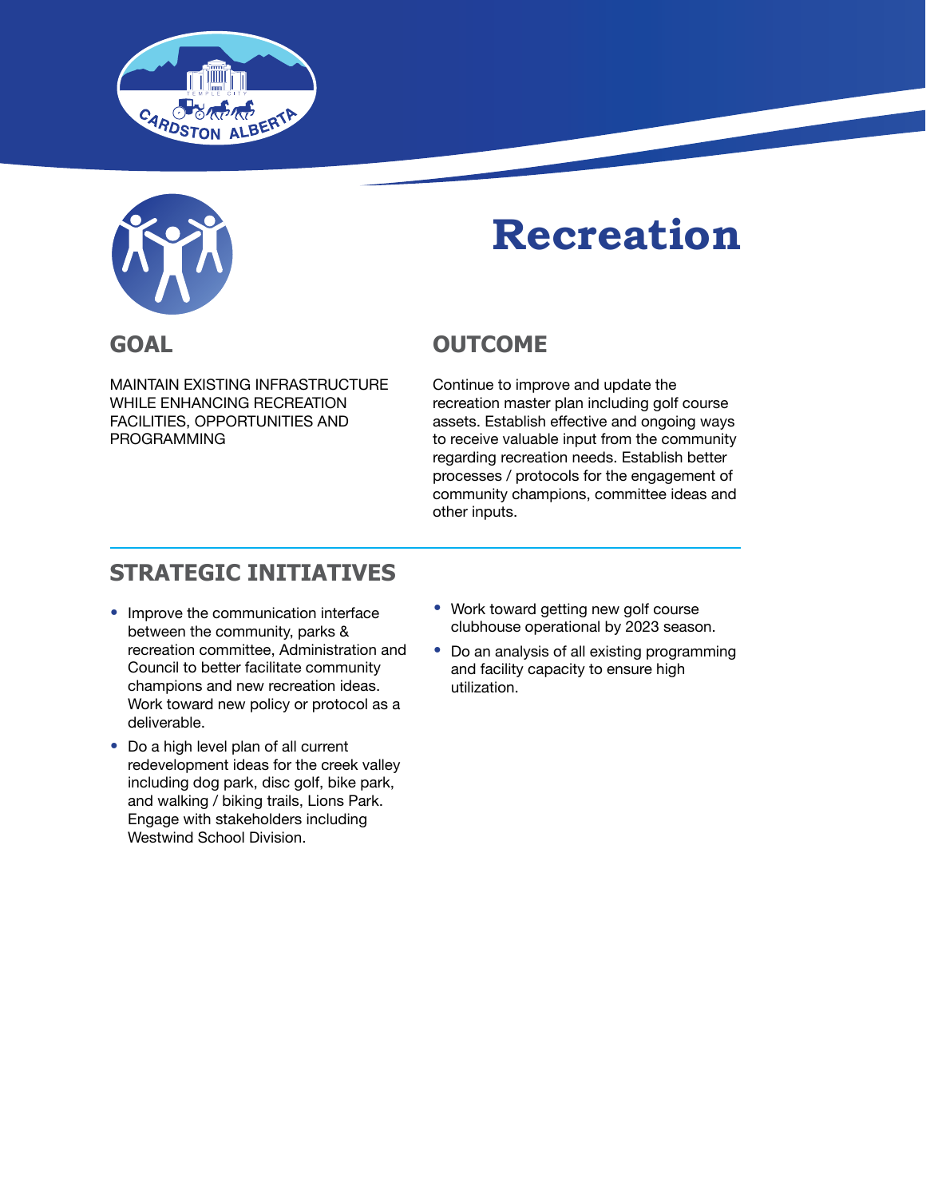# Recreation

## GOAL

MAINTAIN EXISTING INFRASTRUCTURE WHILE ENHANCING RECREATION FACILITIES, OPPORTUNITIES AND PROGRAMMING

## OUTCOME

Continue to improve and update the recreation master plan including golf course assets. Establish effective and ongoing ways to receive valuable input from the community regarding recreation needs. Establish better processes / protocols for the engagement of community champions, committee ideas and other inputs.

## STRATEGIC INITIATIVES

- Improve the communication interface between the community, parks & recreation committee, Administration and Council to better facilitate community champions and new recreation ideas. Work toward new policy or protocol as a deliverable.
- Do a high level plan of all current redevelopment ideas for the creek valley including dog park, disc golf, bike park, and walking / biking trails, Lions Park. Engage with stakeholders including Westwind School Division.
- Work toward getting new golf course clubhouse operational by 2023 season.
- Do an analysis of all existing programming and facility capacity to ensure high utilization.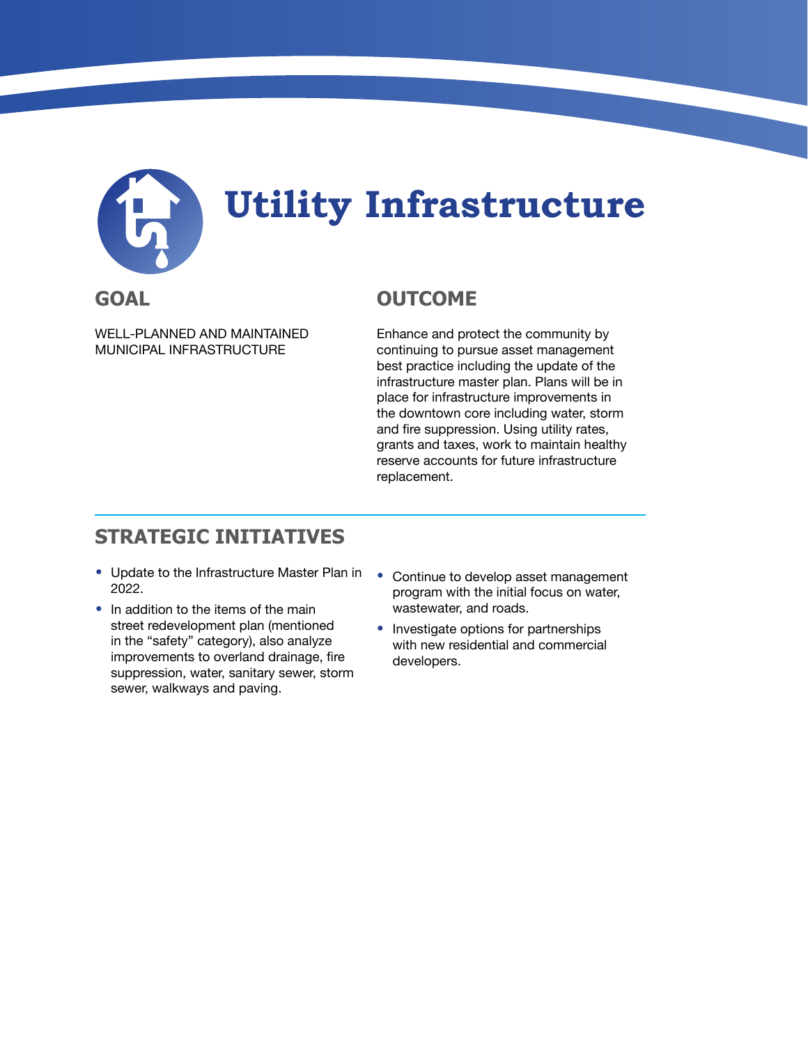# Utility Infrastructure

## GOAL

WELL-PLANNED AND MAINTAINED MUNICIPAL INFRASTRUCTURE

## OUTCOME

Enhance and protect the community by continuing to pursue asset management best practice including the update of the infrastructure master plan. Plans will be in place for infrastructure improvements in the downtown core including water, storm and fire suppression. Using utility rates, grants and taxes, work to maintain healthy reserve accounts for future infrastructure replacement.

## STRATEGIC INITIATIVES

- Update to the Infrastructure Master Plan in 2022.
- In addition to the items of the main street redevelopment plan (mentioned in the "safety" category), also analyze improvements to overland drainage, fire suppression, water, sanitary sewer, storm sewer, walkways and paving.
- Continue to develop asset management program with the initial focus on water, wastewater, and roads.
- Investigate options for partnerships with new residential and commercial developers.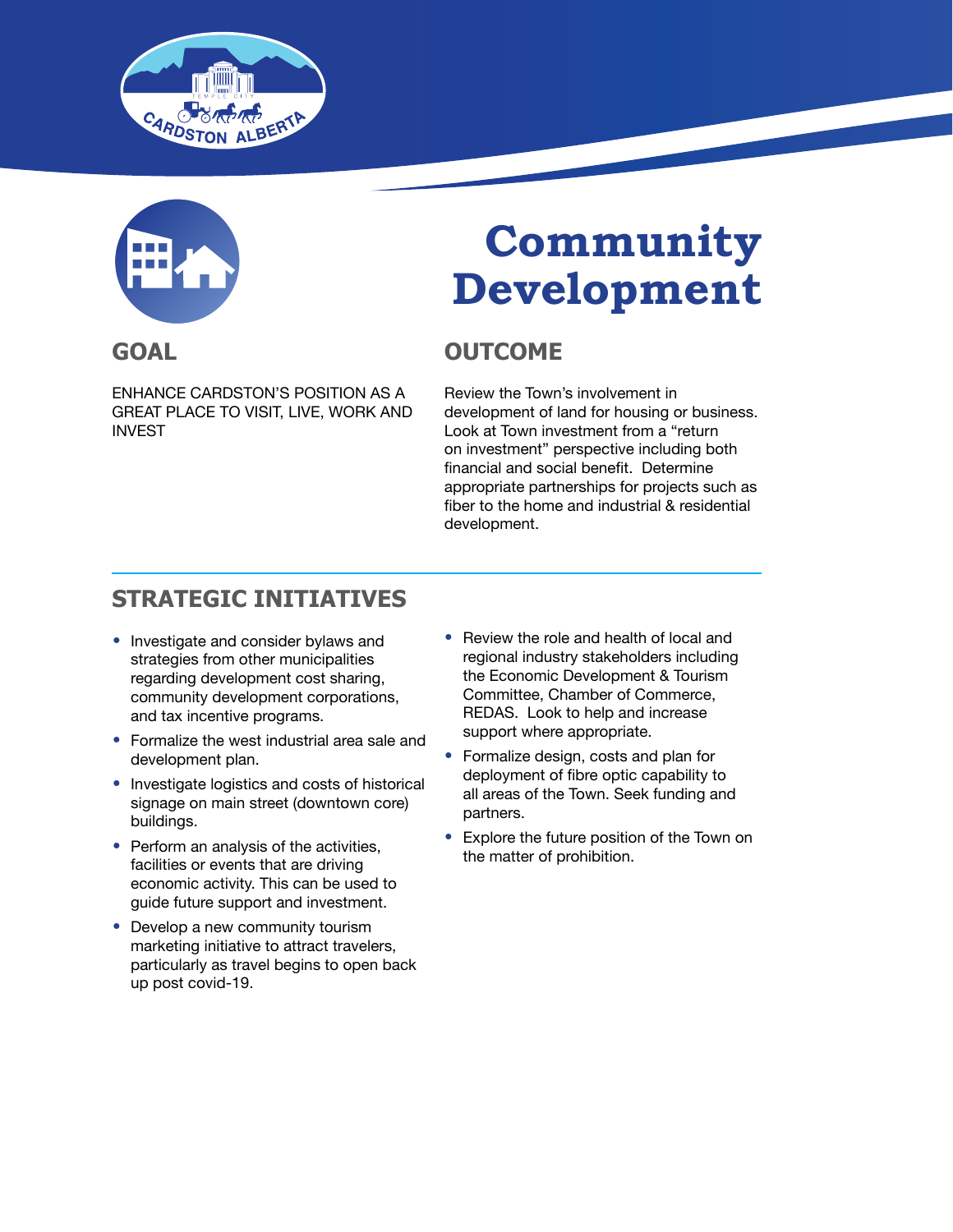# Community Development

## GOAL

ENHANCE CARDSTON'S POSITION AS A GREAT PLACE TO VISIT, LIVE, WORK AND INVEST

## OUTCOME

Review the Town's involvement in development of land for housing or business. Look at Town investment from a "return on investment" perspective including both financial and social benefit. Determine appropriate partnerships for projects such as fiber to the home and industrial & residential development.

## STRATEGIC INITIATIVES

- Investigate and consider bylaws and strategies from other municipalities regarding development cost sharing, community development corporations, and tax incentive programs.
- Formalize the west industrial area sale and development plan.
- Investigate logistics and costs of historical signage on main street (downtown core) buildings.
- Perform an analysis of the activities, facilities or events that are driving economic activity. This can be used to guide future support and investment.
- Develop a new community tourism marketing initiative to attract travelers, particularly as travel begins to open back up post covid-19.
- Review the role and health of local and regional industry stakeholders including the Economic Development & Tourism Committee, Chamber of Commerce, REDAS. Look to help and increase support where appropriate.
- Formalize design, costs and plan for deployment of fibre optic capability to all areas of the Town. Seek funding and partners.
- Explore the future position of the Town on the matter of prohibition.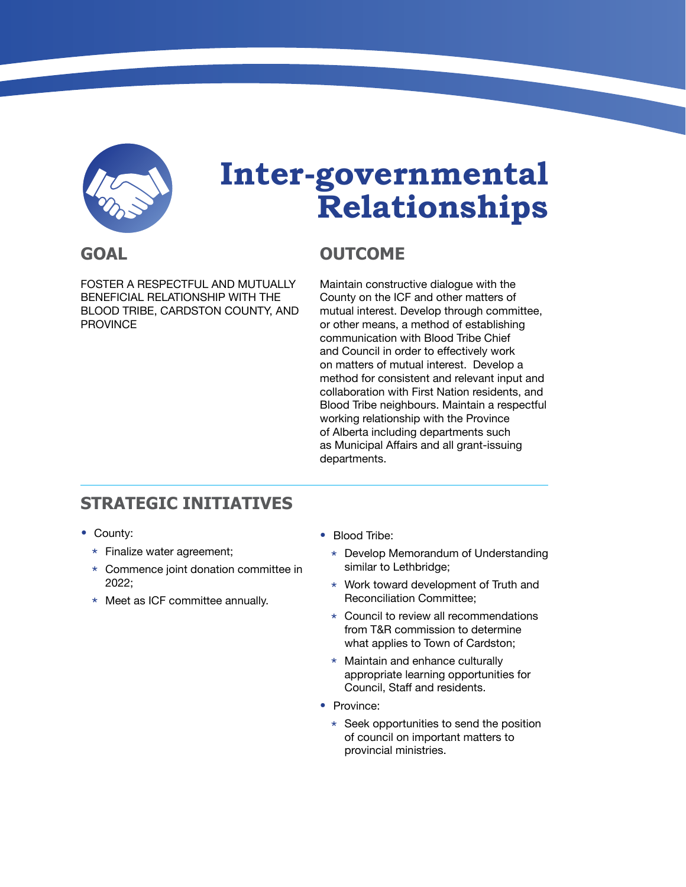# Inter-governmental Relationships

## GOAL

FOSTER A RESPECTFUL AND MUTUALLY BENEFICIAL RELATIONSHIP WITH THE BLOOD TRIBE, CARDSTON COUNTY, AND PROVINCE

## OUTCOME

Maintain constructive dialogue with the County on the ICF and other matters of mutual interest. Develop through committee, or other means, a method of establishing communication with Blood Tribe Chief and Council in order to effectively work on matters of mutual interest. Develop a method for consistent and relevant input and collaboration with First Nation residents, and Blood Tribe neighbours. Maintain a respectful working relationship with the Province of Alberta including departments such as Municipal Affairs and all grant-issuing departments.

## STRATEGIC INITIATIVES

- County:
  - Finalize water agreement;
  - Commence joint donation committee in 2022;
  - Meet as ICF committee annually.
- Blood Tribe:
  - Develop Memorandum of Understanding similar to Lethbridge;
  - Work toward development of Truth and Reconciliation Committee;
  - Council to review all recommendations from T&R commission to determine what applies to Town of Cardston;
  - Maintain and enhance culturally appropriate learning opportunities for Council, Staff and residents.
- Province:
  - Seek opportunities to send the position of council on important matters to provincial ministries.